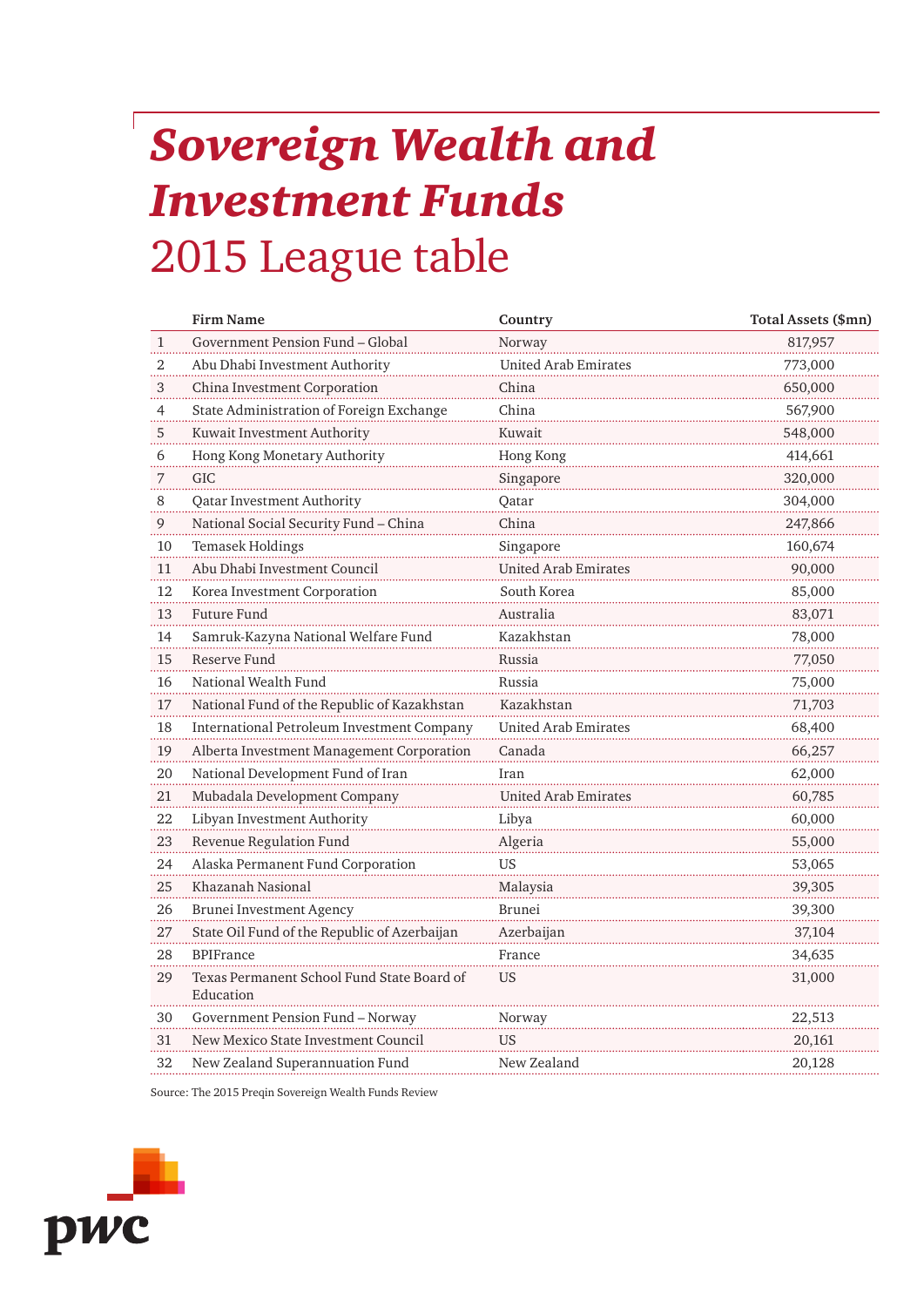# *Sovereign Wealth and Investment Funds*
## 2015 League table

| | Firm Name | Country | Total Assets ($mn) |
|---|---|---|---|
| 1 | Government Pension Fund – Global | Norway | 817,957 |
| 2 | Abu Dhabi Investment Authority | United Arab Emirates | 773,000 |
| 3 | China Investment Corporation | China | 650,000 |
| 4 | State Administration of Foreign Exchange | China | 567,900 |
| 5 | Kuwait Investment Authority | Kuwait | 548,000 |
| 6 | Hong Kong Monetary Authority | Hong Kong | 414,661 |
| 7 | GIC | Singapore | 320,000 |
| 8 | Qatar Investment Authority | Qatar | 304,000 |
| 9 | National Social Security Fund – China | China | 247,866 |
| 10 | Temasek Holdings | Singapore | 160,674 |
| 11 | Abu Dhabi Investment Council | United Arab Emirates | 90,000 |
| 12 | Korea Investment Corporation | South Korea | 85,000 |
| 13 | Future Fund | Australia | 83,071 |
| 14 | Samruk-Kazyna National Welfare Fund | Kazakhstan | 78,000 |
| 15 | Reserve Fund | Russia | 77,050 |
| 16 | National Wealth Fund | Russia | 75,000 |
| 17 | National Fund of the Republic of Kazakhstan | Kazakhstan | 71,703 |
| 18 | International Petroleum Investment Company | United Arab Emirates | 68,400 |
| 19 | Alberta Investment Management Corporation | Canada | 66,257 |
| 20 | National Development Fund of Iran | Iran | 62,000 |
| 21 | Mubadala Development Company | United Arab Emirates | 60,785 |
| 22 | Libyan Investment Authority | Libya | 60,000 |
| 23 | Revenue Regulation Fund | Algeria | 55,000 |
| 24 | Alaska Permanent Fund Corporation | US | 53,065 |
| 25 | Khazanah Nasional | Malaysia | 39,305 |
| 26 | Brunei Investment Agency | Brunei | 39,300 |
| 27 | State Oil Fund of the Republic of Azerbaijan | Azerbaijan | 37,104 |
| 28 | BPIFrance | France | 34,635 |
| 29 | Texas Permanent School Fund State Board of Education | US | 31,000 |
| 30 | Government Pension Fund – Norway | Norway | 22,513 |
| 31 | New Mexico State Investment Council | US | 20,161 |
| 32 | New Zealand Superannuation Fund | New Zealand | 20,128 |

Source: The 2015 Preqin Sovereign Wealth Funds Review

pwc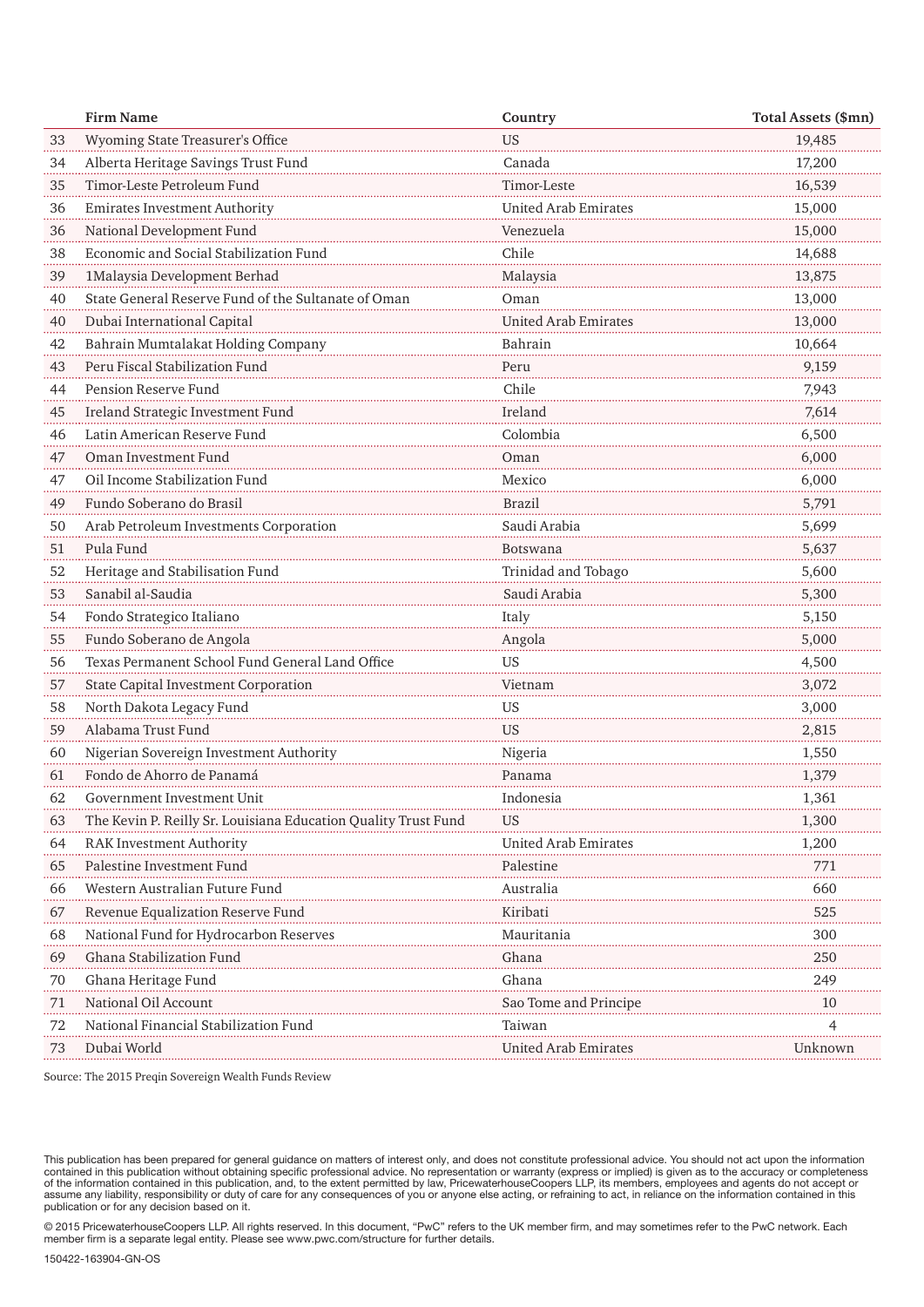| | Firm Name | Country | Total Assets ($mn) |
|---|---|---|---|
| 33 | Wyoming State Treasurer's Office | US | 19,485 |
| 34 | Alberta Heritage Savings Trust Fund | Canada | 17,200 |
| 35 | Timor-Leste Petroleum Fund | Timor-Leste | 16,539 |
| 36 | Emirates Investment Authority | United Arab Emirates | 15,000 |
| 36 | National Development Fund | Venezuela | 15,000 |
| 38 | Economic and Social Stabilization Fund | Chile | 14,688 |
| 39 | 1Malaysia Development Berhad | Malaysia | 13,875 |
| 40 | State General Reserve Fund of the Sultanate of Oman | Oman | 13,000 |
| 40 | Dubai International Capital | United Arab Emirates | 13,000 |
| 42 | Bahrain Mumtalakat Holding Company | Bahrain | 10,664 |
| 43 | Peru Fiscal Stabilization Fund | Peru | 9,159 |
| 44 | Pension Reserve Fund | Chile | 7,943 |
| 45 | Ireland Strategic Investment Fund | Ireland | 7,614 |
| 46 | Latin American Reserve Fund | Colombia | 6,500 |
| 47 | Oman Investment Fund | Oman | 6,000 |
| 47 | Oil Income Stabilization Fund | Mexico | 6,000 |
| 49 | Fundo Soberano do Brasil | Brazil | 5,791 |
| 50 | Arab Petroleum Investments Corporation | Saudi Arabia | 5,699 |
| 51 | Pula Fund | Botswana | 5,637 |
| 52 | Heritage and Stabilisation Fund | Trinidad and Tobago | 5,600 |
| 53 | Sanabil al-Saudia | Saudi Arabia | 5,300 |
| 54 | Fondo Strategico Italiano | Italy | 5,150 |
| 55 | Fundo Soberano de Angola | Angola | 5,000 |
| 56 | Texas Permanent School Fund General Land Office | US | 4,500 |
| 57 | State Capital Investment Corporation | Vietnam | 3,072 |
| 58 | North Dakota Legacy Fund | US | 3,000 |
| 59 | Alabama Trust Fund | US | 2,815 |
| 60 | Nigerian Sovereign Investment Authority | Nigeria | 1,550 |
| 61 | Fondo de Ahorro de Panamá | Panama | 1,379 |
| 62 | Government Investment Unit | Indonesia | 1,361 |
| 63 | The Kevin P. Reilly Sr. Louisiana Education Quality Trust Fund | US | 1,300 |
| 64 | RAK Investment Authority | United Arab Emirates | 1,200 |
| 65 | Palestine Investment Fund | Palestine | 771 |
| 66 | Western Australian Future Fund | Australia | 660 |
| 67 | Revenue Equalization Reserve Fund | Kiribati | 525 |
| 68 | National Fund for Hydrocarbon Reserves | Mauritania | 300 |
| 69 | Ghana Stabilization Fund | Ghana | 250 |
| 70 | Ghana Heritage Fund | Ghana | 249 |
| 71 | National Oil Account | Sao Tome and Principe | 10 |
| 72 | National Financial Stabilization Fund | Taiwan | 4 |
| 73 | Dubai World | United Arab Emirates | Unknown |

Source: The 2015 Preqin Sovereign Wealth Funds Review

This publication has been prepared for general guidance on matters of interest only, and does not constitute professional advice. You should not act upon the information contained in this publication without obtaining specific professional advice. No representation or warranty (express or implied) is given as to the accuracy or completeness of the information contained in this publication, and, to the extent permitted by law, PricewaterhouseCoopers LLP, its members, employees and agents do not accept or assume any liability, responsibility or duty of care for any consequences of you or anyone else acting, or refraining to act, in reliance on the information contained in this publication or for any decision based on it.

© 2015 PricewaterhouseCoopers LLP. All rights reserved. In this document, "PwC" refers to the UK member firm, and may sometimes refer to the PwC network. Each member firm is a separate legal entity. Please see www.pwc.com/structure for further details.

150422-163904-GN-OS